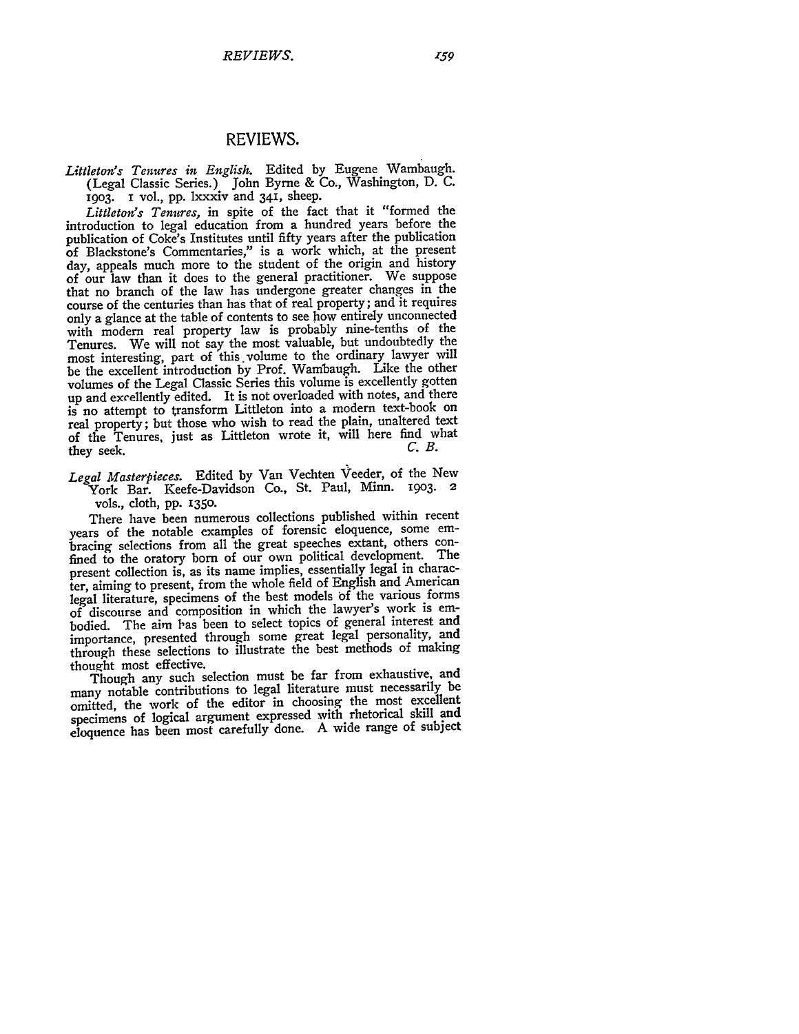# REVIEWS.

*Littleton's Tenures in English.* Edited by Eugene Wambaugh. (Legal Classic Series.) John Byrne & Co., Washington, D. C. 1903. 1 vol., pp. lxxxiv and 341, sheep.

*Littleton's Tenures,* in spite of the fact that it "formed the introduction to legal education from a hundred years before the publication of Coke's Institutes until fifty years after the publication of Blackstone's Commentaries," is a work which, at the present day, appeals much more to the student of the origin and history of our law than it does to the general practitioner. We suppose that no branch of the law has undergone greater changes in the course of the centuries than has that of real property; and it requires only a glance at the table of contents to see how entirely unconnected with modern real property law is probably nine-tenths of the Tenures. We will not say the most valuable, but undoubtedly the most interesting, part of this volume to the ordinary lawyer will be the excellent introduction by Prof. Wambaugh. Like the other volumes of the Legal Classic Series this volume is excellently gotten up and excellently edited. It is not overloaded with notes, and there is no attempt to transform Littleton into a modern text-book on real property; but those who wish to read the plain, unaltered text of the Tenures, just as Littleton wrote it, will here find what they seek.

C. B.

*Legal Masterpieces.* Edited by Van Vechten Veeder, of the New York Bar. Keefe-Davidson Co., St. Paul, Minn. 1903. 2 vols., cloth, pp. 1350.

There have been numerous collections published within recent years of the notable examples of forensic eloquence, some embracing selections from all the great speeches extant, others confined to the oratory born of our own political development. The present collection is, as its name implies, essentially legal in character, aiming to present, from the whole field of English and American legal literature, specimens of the best models of the various forms of discourse and composition in which the lawyer's work is embodied. The aim has been to select topics of general interest and importance, presented through some great legal personality, and through these selections to illustrate the best methods of making thought most effective.

Though any such selection must be far from exhaustive, and many notable contributions to legal literature must necessarily be omitted, the work of the editor in choosing the most excellent specimens of logical argument expressed with rhetorical skill and eloquence has been most carefully done. A wide range of subject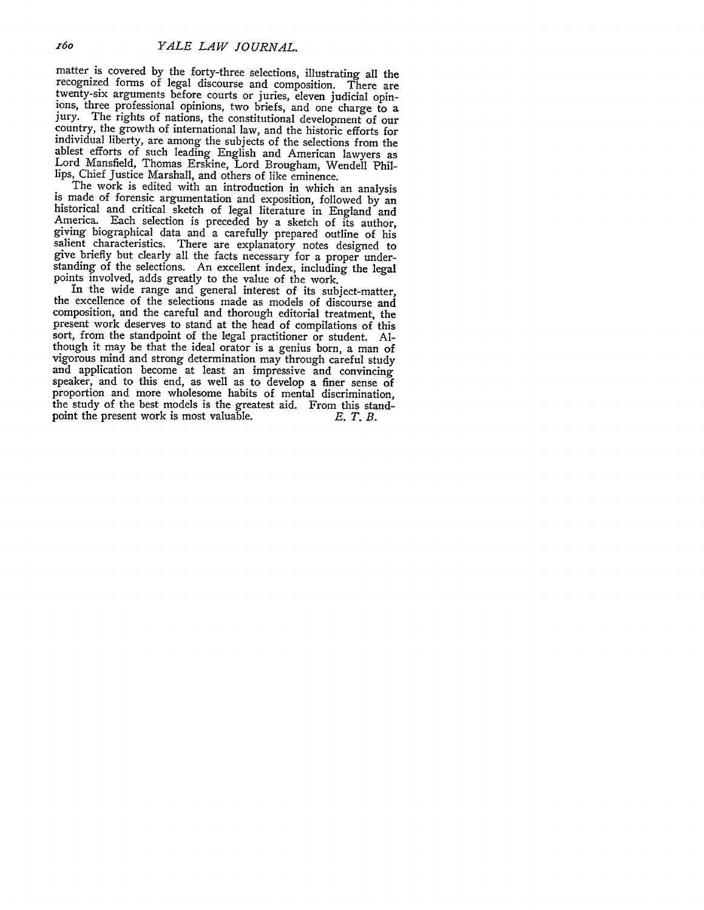matter is covered by the forty-three selections, illustrating all the recognized forms of legal discourse and composition. There are twenty-six arguments before courts or juries, eleven judicial opinions, three professional opinions, two briefs, and one charge to a jury. The rights of nations, the constitutional development of our country, the growth of international law, and the historic efforts for individual liberty, are among the subjects of the selections from the ablest efforts of such leading English and American lawyers as Lord Mansfield, Thomas Erskine, Lord Brougham, Wendell Phillips, Chief Justice Marshall, and others of like eminence.

The work is edited with an introduction in which an analysis is made of forensic argumentation and exposition, followed by an historical and critical sketch of legal literature in England and America. Each selection is preceded by a sketch of its author, giving biographical data and a carefully prepared outline of his salient characteristics. There are explanatory notes designed to give briefly but clearly all the facts necessary for a proper understanding of the selections. An excellent index, including the legal points involved, adds greatly to the value of the work.

In the wide range and general interest of its subject-matter, the excellence of the selections made as models of discourse and composition, and the careful and thorough editorial treatment, the present work deserves to stand at the head of compilations of this sort, from the standpoint of the legal practitioner or student. Although it may be that the ideal orator is a genius born, a man of vigorous mind and strong determination may through careful study and application become at least an impressive and convincing speaker, and to this end, as well as to develop a finer sense of proportion and more wholesome habits of mental discrimination, the study of the best models is the greatest aid. From this standpoint the present work is most valuable.

*E. T. B.*